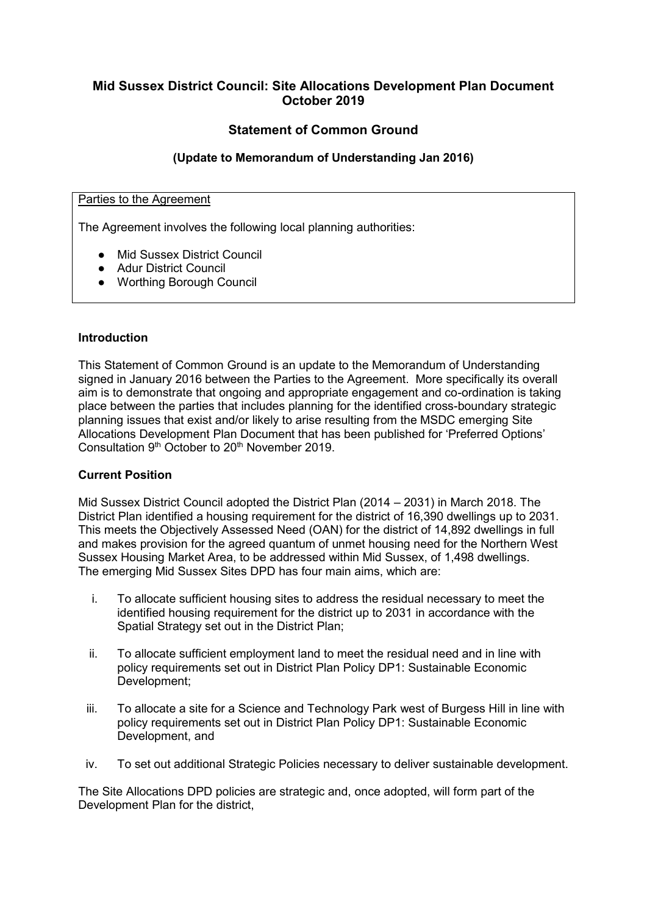# Mid Sussex District Council: Site Allocations Development Plan Document October 2019

## Statement of Common Ground

### (Update to Memorandum of Understanding Jan 2016)

Parties to the Agreement

The Agreement involves the following local planning authorities:

- Mid Sussex District Council
- Adur District Council
- Worthing Borough Council

**Introduction**

This Statement of Common Ground is an update to the Memorandum of Understanding signed in January 2016 between the Parties to the Agreement. More specifically its overall aim is to demonstrate that ongoing and appropriate engagement and co-ordination is taking place between the parties that includes planning for the identified cross-boundary strategic planning issues that exist and/or likely to arise resulting from the MSDC emerging Site Allocations Development Plan Document that has been published for 'Preferred Options' Consultation 9th October to 20th November 2019.

**Current Position**

Mid Sussex District Council adopted the District Plan (2014 – 2031) in March 2018. The District Plan identified a housing requirement for the district of 16,390 dwellings up to 2031. This meets the Objectively Assessed Need (OAN) for the district of 14,892 dwellings in full and makes provision for the agreed quantum of unmet housing need for the Northern West Sussex Housing Market Area, to be addressed within Mid Sussex, of 1,498 dwellings. The emerging Mid Sussex Sites DPD has four main aims, which are:

i. To allocate sufficient housing sites to address the residual necessary to meet the identified housing requirement for the district up to 2031 in accordance with the Spatial Strategy set out in the District Plan;

ii. To allocate sufficient employment land to meet the residual need and in line with policy requirements set out in District Plan Policy DP1: Sustainable Economic Development;

iii. To allocate a site for a Science and Technology Park west of Burgess Hill in line with policy requirements set out in District Plan Policy DP1: Sustainable Economic Development, and

iv. To set out additional Strategic Policies necessary to deliver sustainable development.

The Site Allocations DPD policies are strategic and, once adopted, will form part of the Development Plan for the district,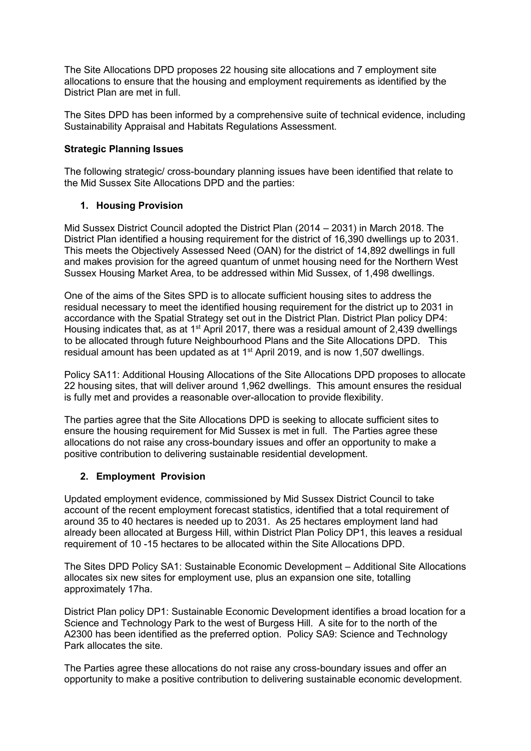The Site Allocations DPD proposes 22 housing site allocations and 7 employment site allocations to ensure that the housing and employment requirements as identified by the District Plan are met in full.

The Sites DPD has been informed by a comprehensive suite of technical evidence, including Sustainability Appraisal and Habitats Regulations Assessment.

**Strategic Planning Issues**

The following strategic/ cross-boundary planning issues have been identified that relate to the Mid Sussex Site Allocations DPD and the parties:

1. **Housing Provision**

Mid Sussex District Council adopted the District Plan (2014 – 2031) in March 2018. The District Plan identified a housing requirement for the district of 16,390 dwellings up to 2031. This meets the Objectively Assessed Need (OAN) for the district of 14,892 dwellings in full and makes provision for the agreed quantum of unmet housing need for the Northern West Sussex Housing Market Area, to be addressed within Mid Sussex, of 1,498 dwellings.

One of the aims of the Sites SPD is to allocate sufficient housing sites to address the residual necessary to meet the identified housing requirement for the district up to 2031 in accordance with the Spatial Strategy set out in the District Plan. District Plan policy DP4: Housing indicates that, as at 1st April 2017, there was a residual amount of 2,439 dwellings to be allocated through future Neighbourhood Plans and the Site Allocations DPD. This residual amount has been updated as at 1st April 2019, and is now 1,507 dwellings.

Policy SA11: Additional Housing Allocations of the Site Allocations DPD proposes to allocate 22 housing sites, that will deliver around 1,962 dwellings. This amount ensures the residual is fully met and provides a reasonable over-allocation to provide flexibility.

The parties agree that the Site Allocations DPD is seeking to allocate sufficient sites to ensure the housing requirement for Mid Sussex is met in full. The Parties agree these allocations do not raise any cross-boundary issues and offer an opportunity to make a positive contribution to delivering sustainable residential development.

2. **Employment Provision**

Updated employment evidence, commissioned by Mid Sussex District Council to take account of the recent employment forecast statistics, identified that a total requirement of around 35 to 40 hectares is needed up to 2031. As 25 hectares employment land had already been allocated at Burgess Hill, within District Plan Policy DP1, this leaves a residual requirement of 10 -15 hectares to be allocated within the Site Allocations DPD.

The Sites DPD Policy SA1: Sustainable Economic Development – Additional Site Allocations allocates six new sites for employment use, plus an expansion one site, totalling approximately 17ha.

District Plan policy DP1: Sustainable Economic Development identifies a broad location for a Science and Technology Park to the west of Burgess Hill. A site for to the north of the A2300 has been identified as the preferred option. Policy SA9: Science and Technology Park allocates the site.

The Parties agree these allocations do not raise any cross-boundary issues and offer an opportunity to make a positive contribution to delivering sustainable economic development.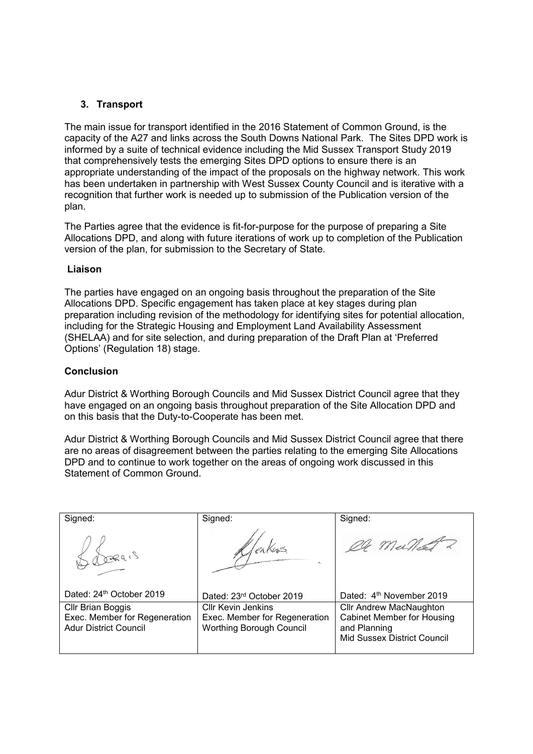### 3. Transport

The main issue for transport identified in the 2016 Statement of Common Ground, is the capacity of the A27 and links across the South Downs National Park. The Sites DPD work is informed by a suite of technical evidence including the Mid Sussex Transport Study 2019 that comprehensively tests the emerging Sites DPD options to ensure there is an appropriate understanding of the impact of the proposals on the highway network. This work has been undertaken in partnership with West Sussex County Council and is iterative with a recognition that further work is needed up to submission of the Publication version of the plan.

The Parties agree that the evidence is fit-for-purpose for the purpose of preparing a Site Allocations DPD, and along with future iterations of work up to completion of the Publication version of the plan, for submission to the Secretary of State.

**Liaison**

The parties have engaged on an ongoing basis throughout the preparation of the Site Allocations DPD. Specific engagement has taken place at key stages during plan preparation including revision of the methodology for identifying sites for potential allocation, including for the Strategic Housing and Employment Land Availability Assessment (SHELAA) and for site selection, and during preparation of the Draft Plan at 'Preferred Options' (Regulation 18) stage.

**Conclusion**

Adur District & Worthing Borough Councils and Mid Sussex District Council agree that they have engaged on an ongoing basis throughout preparation of the Site Allocation DPD and on this basis that the Duty-to-Cooperate has been met.

Adur District & Worthing Borough Councils and Mid Sussex District Council agree that there are no areas of disagreement between the parties relating to the emerging Site Allocations DPD and to continue to work together on the areas of ongoing work discussed in this Statement of Common Ground.

| | | |
|---|---|---|
| Signed: | Signed: | Signed: |
| Dated: 24th October 2019 | Dated: 23rd October 2019 | Dated: 4th November 2019 |
| Cllr Brian Boggis<br>Exec. Member for Regeneration<br>Adur District Council | Cllr Kevin Jenkins<br>Exec. Member for Regeneration<br>Worthing Borough Council | Cllr Andrew MacNaughton<br>Cabinet Member for Housing and Planning<br>Mid Sussex District Council |